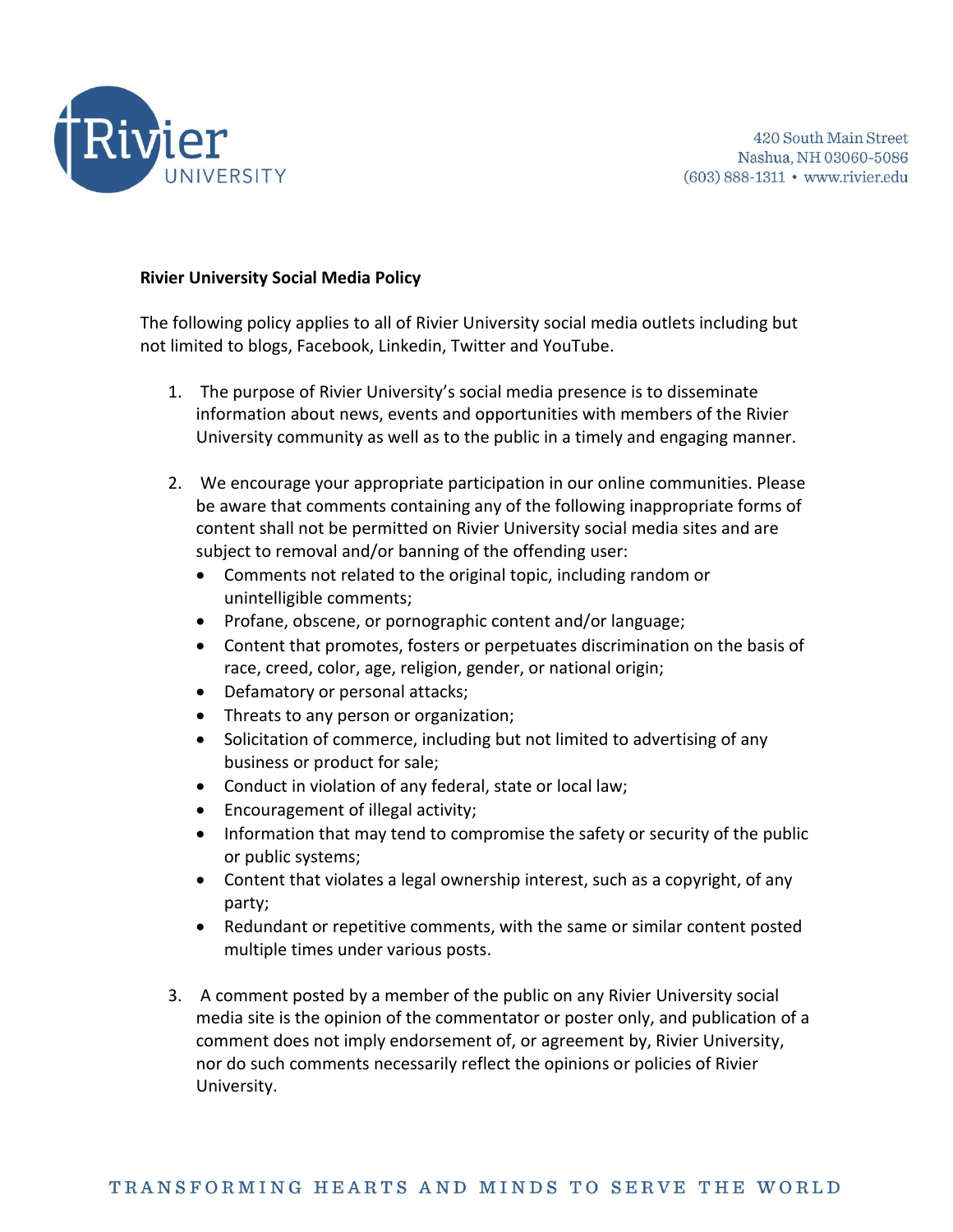Rivier UNIVERSITY

420 South Main Street
Nashua, NH 03060-5086
(603) 888-1311 • www.rivier.edu

**Rivier University Social Media Policy**

The following policy applies to all of Rivier University social media outlets including but not limited to blogs, Facebook, Linkedin, Twitter and YouTube.

1. The purpose of Rivier University's social media presence is to disseminate information about news, events and opportunities with members of the Rivier University community as well as to the public in a timely and engaging manner.

2. We encourage your appropriate participation in our online communities. Please be aware that comments containing any of the following inappropriate forms of content shall not be permitted on Rivier University social media sites and are subject to removal and/or banning of the offending user:
   - Comments not related to the original topic, including random or unintelligible comments;
   - Profane, obscene, or pornographic content and/or language;
   - Content that promotes, fosters or perpetuates discrimination on the basis of race, creed, color, age, religion, gender, or national origin;
   - Defamatory or personal attacks;
   - Threats to any person or organization;
   - Solicitation of commerce, including but not limited to advertising of any business or product for sale;
   - Conduct in violation of any federal, state or local law;
   - Encouragement of illegal activity;
   - Information that may tend to compromise the safety or security of the public or public systems;
   - Content that violates a legal ownership interest, such as a copyright, of any party;
   - Redundant or repetitive comments, with the same or similar content posted multiple times under various posts.

3. A comment posted by a member of the public on any Rivier University social media site is the opinion of the commentator or poster only, and publication of a comment does not imply endorsement of, or agreement by, Rivier University, nor do such comments necessarily reflect the opinions or policies of Rivier University.

TRANSFORMING HEARTS AND MINDS TO SERVE THE WORLD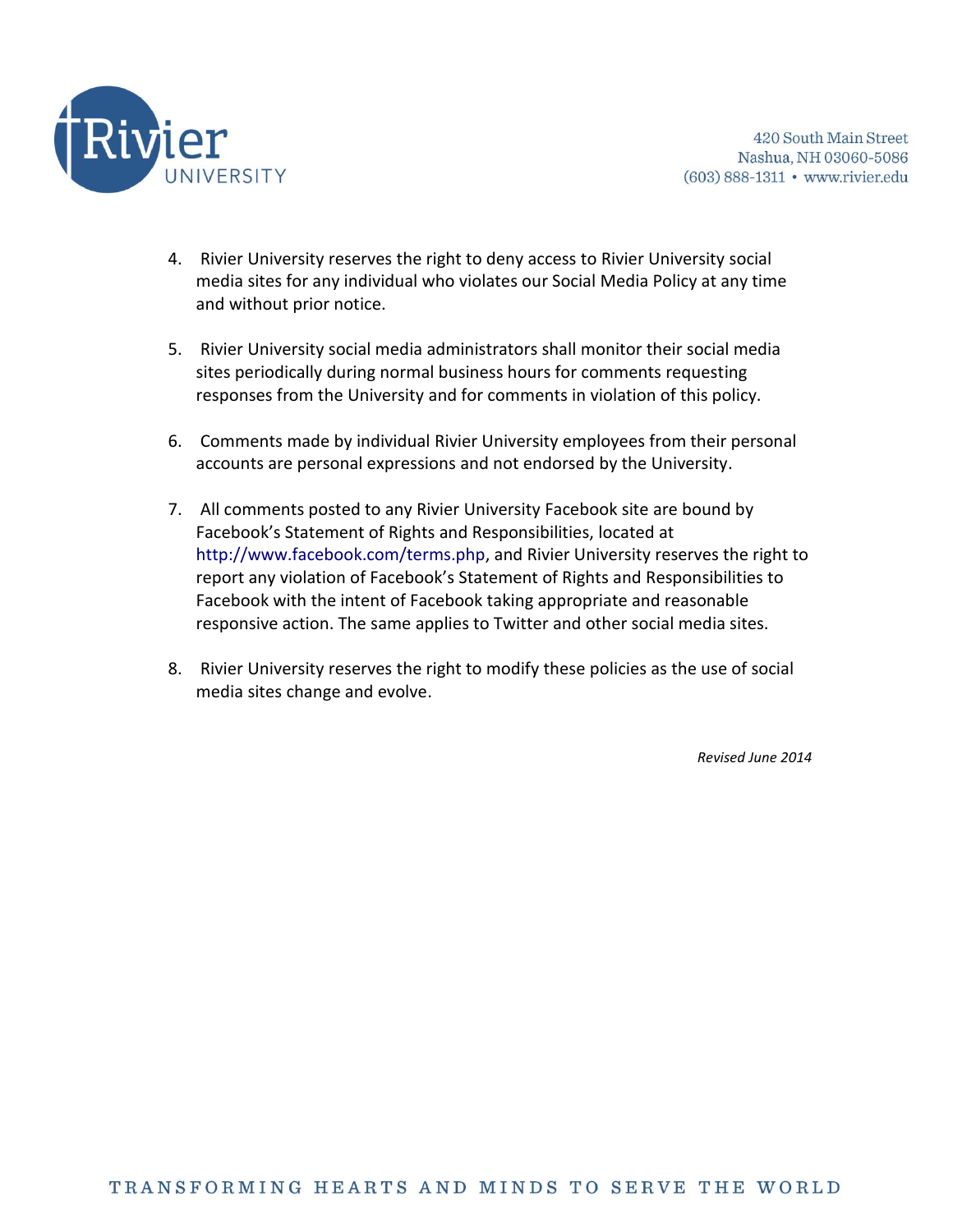4. Rivier University reserves the right to deny access to Rivier University social media sites for any individual who violates our Social Media Policy at any time and without prior notice.

5. Rivier University social media administrators shall monitor their social media sites periodically during normal business hours for comments requesting responses from the University and for comments in violation of this policy.

6. Comments made by individual Rivier University employees from their personal accounts are personal expressions and not endorsed by the University.

7. All comments posted to any Rivier University Facebook site are bound by Facebook's Statement of Rights and Responsibilities, located at http://www.facebook.com/terms.php, and Rivier University reserves the right to report any violation of Facebook's Statement of Rights and Responsibilities to Facebook with the intent of Facebook taking appropriate and reasonable responsive action. The same applies to Twitter and other social media sites.

8. Rivier University reserves the right to modify these policies as the use of social media sites change and evolve.

*Revised June 2014*